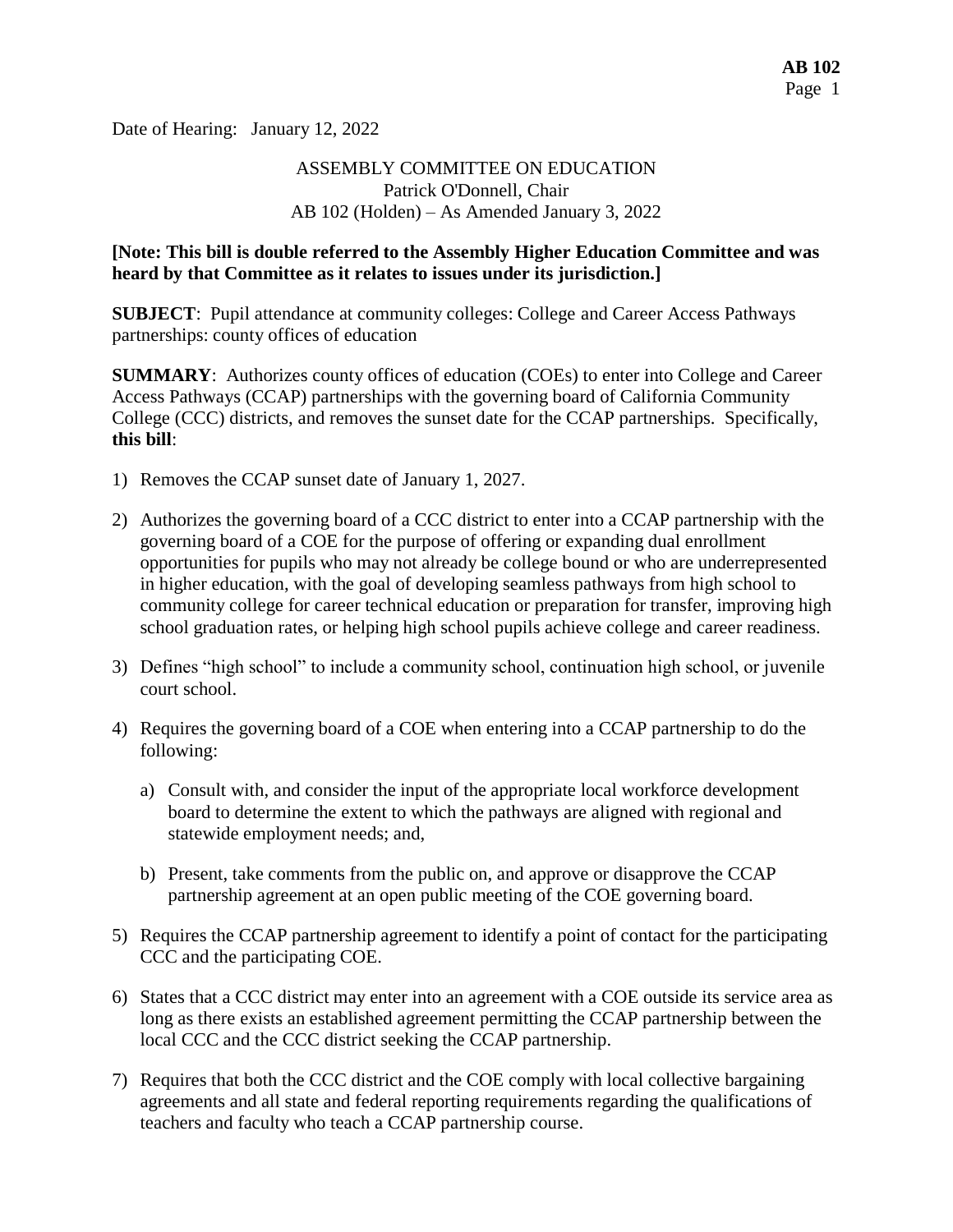Date of Hearing: January 12, 2022

ASSEMBLY COMMITTEE ON EDUCATION
Patrick O'Donnell, Chair
AB 102 (Holden) – As Amended January 3, 2022

**[Note: This bill is double referred to the Assembly Higher Education Committee and was heard by that Committee as it relates to issues under its jurisdiction.]**

**SUBJECT**: Pupil attendance at community colleges: College and Career Access Pathways partnerships: county offices of education

**SUMMARY**: Authorizes county offices of education (COEs) to enter into College and Career Access Pathways (CCAP) partnerships with the governing board of California Community College (CCC) districts, and removes the sunset date for the CCAP partnerships. Specifically, **this bill**:

1) Removes the CCAP sunset date of January 1, 2027.

2) Authorizes the governing board of a CCC district to enter into a CCAP partnership with the governing board of a COE for the purpose of offering or expanding dual enrollment opportunities for pupils who may not already be college bound or who are underrepresented in higher education, with the goal of developing seamless pathways from high school to community college for career technical education or preparation for transfer, improving high school graduation rates, or helping high school pupils achieve college and career readiness.

3) Defines "high school" to include a community school, continuation high school, or juvenile court school.

4) Requires the governing board of a COE when entering into a CCAP partnership to do the following:

   a) Consult with, and consider the input of the appropriate local workforce development board to determine the extent to which the pathways are aligned with regional and statewide employment needs; and,

   b) Present, take comments from the public on, and approve or disapprove the CCAP partnership agreement at an open public meeting of the COE governing board.

5) Requires the CCAP partnership agreement to identify a point of contact for the participating CCC and the participating COE.

6) States that a CCC district may enter into an agreement with a COE outside its service area as long as there exists an established agreement permitting the CCAP partnership between the local CCC and the CCC district seeking the CCAP partnership.

7) Requires that both the CCC district and the COE comply with local collective bargaining agreements and all state and federal reporting requirements regarding the qualifications of teachers and faculty who teach a CCAP partnership course.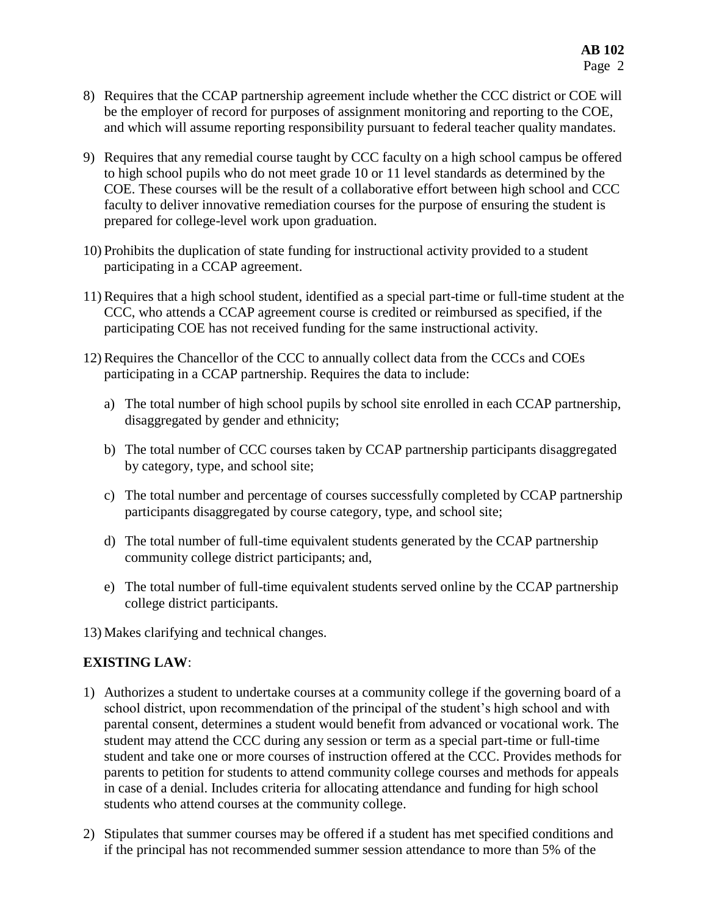8) Requires that the CCAP partnership agreement include whether the CCC district or COE will be the employer of record for purposes of assignment monitoring and reporting to the COE, and which will assume reporting responsibility pursuant to federal teacher quality mandates.

9) Requires that any remedial course taught by CCC faculty on a high school campus be offered to high school pupils who do not meet grade 10 or 11 level standards as determined by the COE. These courses will be the result of a collaborative effort between high school and CCC faculty to deliver innovative remediation courses for the purpose of ensuring the student is prepared for college-level work upon graduation.

10) Prohibits the duplication of state funding for instructional activity provided to a student participating in a CCAP agreement.

11) Requires that a high school student, identified as a special part-time or full-time student at the CCC, who attends a CCAP agreement course is credited or reimbursed as specified, if the participating COE has not received funding for the same instructional activity.

12) Requires the Chancellor of the CCC to annually collect data from the CCCs and COEs participating in a CCAP partnership. Requires the data to include:

    a) The total number of high school pupils by school site enrolled in each CCAP partnership, disaggregated by gender and ethnicity;

    b) The total number of CCC courses taken by CCAP partnership participants disaggregated by category, type, and school site;

    c) The total number and percentage of courses successfully completed by CCAP partnership participants disaggregated by course category, type, and school site;

    d) The total number of full-time equivalent students generated by the CCAP partnership community college district participants; and,

    e) The total number of full-time equivalent students served online by the CCAP partnership college district participants.

13) Makes clarifying and technical changes.

**EXISTING LAW**:

1) Authorizes a student to undertake courses at a community college if the governing board of a school district, upon recommendation of the principal of the student's high school and with parental consent, determines a student would benefit from advanced or vocational work. The student may attend the CCC during any session or term as a special part-time or full-time student and take one or more courses of instruction offered at the CCC. Provides methods for parents to petition for students to attend community college courses and methods for appeals in case of a denial. Includes criteria for allocating attendance and funding for high school students who attend courses at the community college.

2) Stipulates that summer courses may be offered if a student has met specified conditions and if the principal has not recommended summer session attendance to more than 5% of the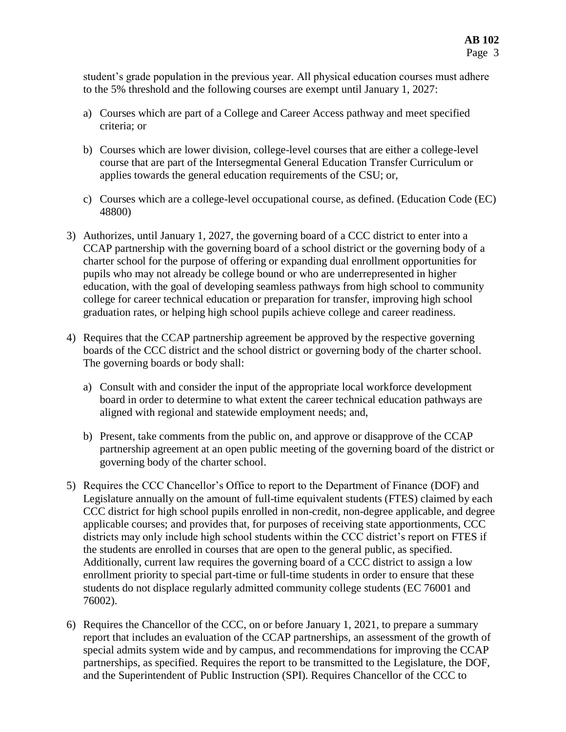student's grade population in the previous year. All physical education courses must adhere to the 5% threshold and the following courses are exempt until January 1, 2027:

a) Courses which are part of a College and Career Access pathway and meet specified criteria; or

b) Courses which are lower division, college-level courses that are either a college-level course that are part of the Intersegmental General Education Transfer Curriculum or applies towards the general education requirements of the CSU; or,

c) Courses which are a college-level occupational course, as defined. (Education Code (EC) 48800)

3) Authorizes, until January 1, 2027, the governing board of a CCC district to enter into a CCAP partnership with the governing board of a school district or the governing body of a charter school for the purpose of offering or expanding dual enrollment opportunities for pupils who may not already be college bound or who are underrepresented in higher education, with the goal of developing seamless pathways from high school to community college for career technical education or preparation for transfer, improving high school graduation rates, or helping high school pupils achieve college and career readiness.

4) Requires that the CCAP partnership agreement be approved by the respective governing boards of the CCC district and the school district or governing body of the charter school. The governing boards or body shall:

   a) Consult with and consider the input of the appropriate local workforce development board in order to determine to what extent the career technical education pathways are aligned with regional and statewide employment needs; and,

   b) Present, take comments from the public on, and approve or disapprove of the CCAP partnership agreement at an open public meeting of the governing board of the district or governing body of the charter school.

5) Requires the CCC Chancellor's Office to report to the Department of Finance (DOF) and Legislature annually on the amount of full-time equivalent students (FTES) claimed by each CCC district for high school pupils enrolled in non-credit, non-degree applicable, and degree applicable courses; and provides that, for purposes of receiving state apportionments, CCC districts may only include high school students within the CCC district's report on FTES if the students are enrolled in courses that are open to the general public, as specified. Additionally, current law requires the governing board of a CCC district to assign a low enrollment priority to special part-time or full-time students in order to ensure that these students do not displace regularly admitted community college students (EC 76001 and 76002).

6) Requires the Chancellor of the CCC, on or before January 1, 2021, to prepare a summary report that includes an evaluation of the CCAP partnerships, an assessment of the growth of special admits system wide and by campus, and recommendations for improving the CCAP partnerships, as specified. Requires the report to be transmitted to the Legislature, the DOF, and the Superintendent of Public Instruction (SPI). Requires Chancellor of the CCC to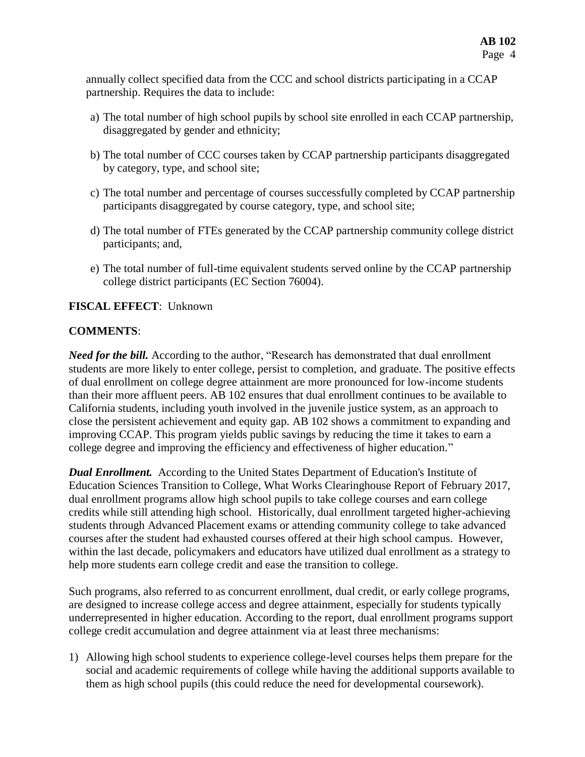annually collect specified data from the CCC and school districts participating in a CCAP partnership. Requires the data to include:

a) The total number of high school pupils by school site enrolled in each CCAP partnership, disaggregated by gender and ethnicity;

b) The total number of CCC courses taken by CCAP partnership participants disaggregated by category, type, and school site;

c) The total number and percentage of courses successfully completed by CCAP partnership participants disaggregated by course category, type, and school site;

d) The total number of FTEs generated by the CCAP partnership community college district participants; and,

e) The total number of full-time equivalent students served online by the CCAP partnership college district participants (EC Section 76004).

**FISCAL EFFECT**: Unknown

**COMMENTS**:

***Need for the bill.*** According to the author, "Research has demonstrated that dual enrollment students are more likely to enter college, persist to completion, and graduate. The positive effects of dual enrollment on college degree attainment are more pronounced for low-income students than their more affluent peers. AB 102 ensures that dual enrollment continues to be available to California students, including youth involved in the juvenile justice system, as an approach to close the persistent achievement and equity gap. AB 102 shows a commitment to expanding and improving CCAP. This program yields public savings by reducing the time it takes to earn a college degree and improving the efficiency and effectiveness of higher education."

***Dual Enrollment.*** According to the United States Department of Education's Institute of Education Sciences Transition to College, What Works Clearinghouse Report of February 2017, dual enrollment programs allow high school pupils to take college courses and earn college credits while still attending high school. Historically, dual enrollment targeted higher-achieving students through Advanced Placement exams or attending community college to take advanced courses after the student had exhausted courses offered at their high school campus. However, within the last decade, policymakers and educators have utilized dual enrollment as a strategy to help more students earn college credit and ease the transition to college.

Such programs, also referred to as concurrent enrollment, dual credit, or early college programs, are designed to increase college access and degree attainment, especially for students typically underrepresented in higher education. According to the report, dual enrollment programs support college credit accumulation and degree attainment via at least three mechanisms:

1) Allowing high school students to experience college-level courses helps them prepare for the social and academic requirements of college while having the additional supports available to them as high school pupils (this could reduce the need for developmental coursework).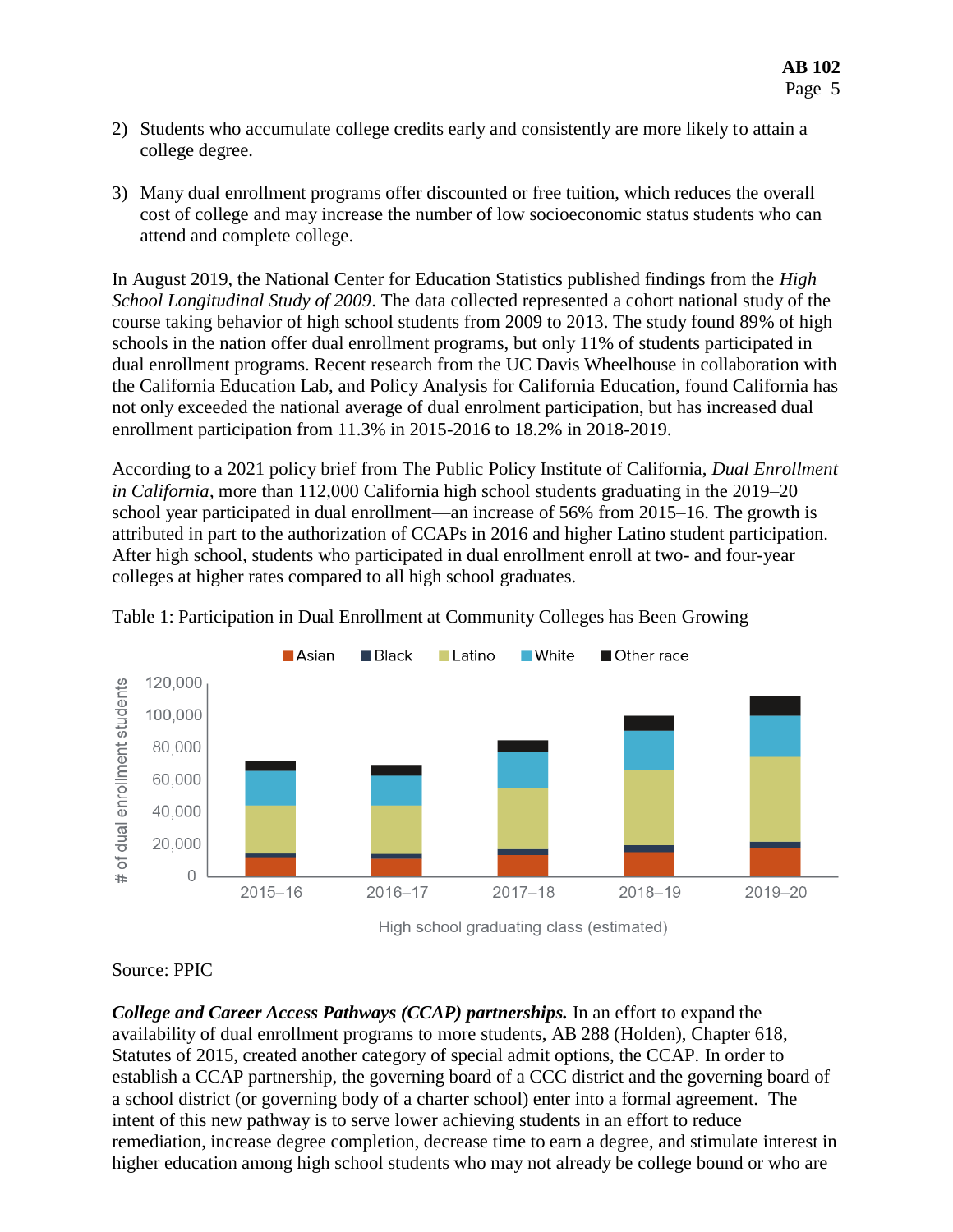2) Students who accumulate college credits early and consistently are more likely to attain a college degree.

3) Many dual enrollment programs offer discounted or free tuition, which reduces the overall cost of college and may increase the number of low socioeconomic status students who can attend and complete college.

In August 2019, the National Center for Education Statistics published findings from the *High School Longitudinal Study of 2009*. The data collected represented a cohort national study of the course taking behavior of high school students from 2009 to 2013. The study found 89% of high schools in the nation offer dual enrollment programs, but only 11% of students participated in dual enrollment programs. Recent research from the UC Davis Wheelhouse in collaboration with the California Education Lab, and Policy Analysis for California Education, found California has not only exceeded the national average of dual enrolment participation, but has increased dual enrollment participation from 11.3% in 2015-2016 to 18.2% in 2018-2019.

According to a 2021 policy brief from The Public Policy Institute of California, *Dual Enrollment in California*, more than 112,000 California high school students graduating in the 2019–20 school year participated in dual enrollment—an increase of 56% from 2015–16. The growth is attributed in part to the authorization of CCAPs in 2016 and higher Latino student participation. After high school, students who participated in dual enrollment enroll at two- and four-year colleges at higher rates compared to all high school graduates.

Table 1: Participation in Dual Enrollment at Community Colleges has Been Growing

Asian
Black
Latino
White
Other race

# of dual enrollment students

120,000
100,000
80,000
60,000
40,000
20,000
0

2015–16
2016–17
2017–18
2018–19
2019–20

High school graduating class (estimated)

Source: PPIC

***College and Career Access Pathways (CCAP) partnerships.*** In an effort to expand the availability of dual enrollment programs to more students, AB 288 (Holden), Chapter 618, Statutes of 2015, created another category of special admit options, the CCAP. In order to establish a CCAP partnership, the governing board of a CCC district and the governing board of a school district (or governing body of a charter school) enter into a formal agreement. The intent of this new pathway is to serve lower achieving students in an effort to reduce remediation, increase degree completion, decrease time to earn a degree, and stimulate interest in higher education among high school students who may not already be college bound or who are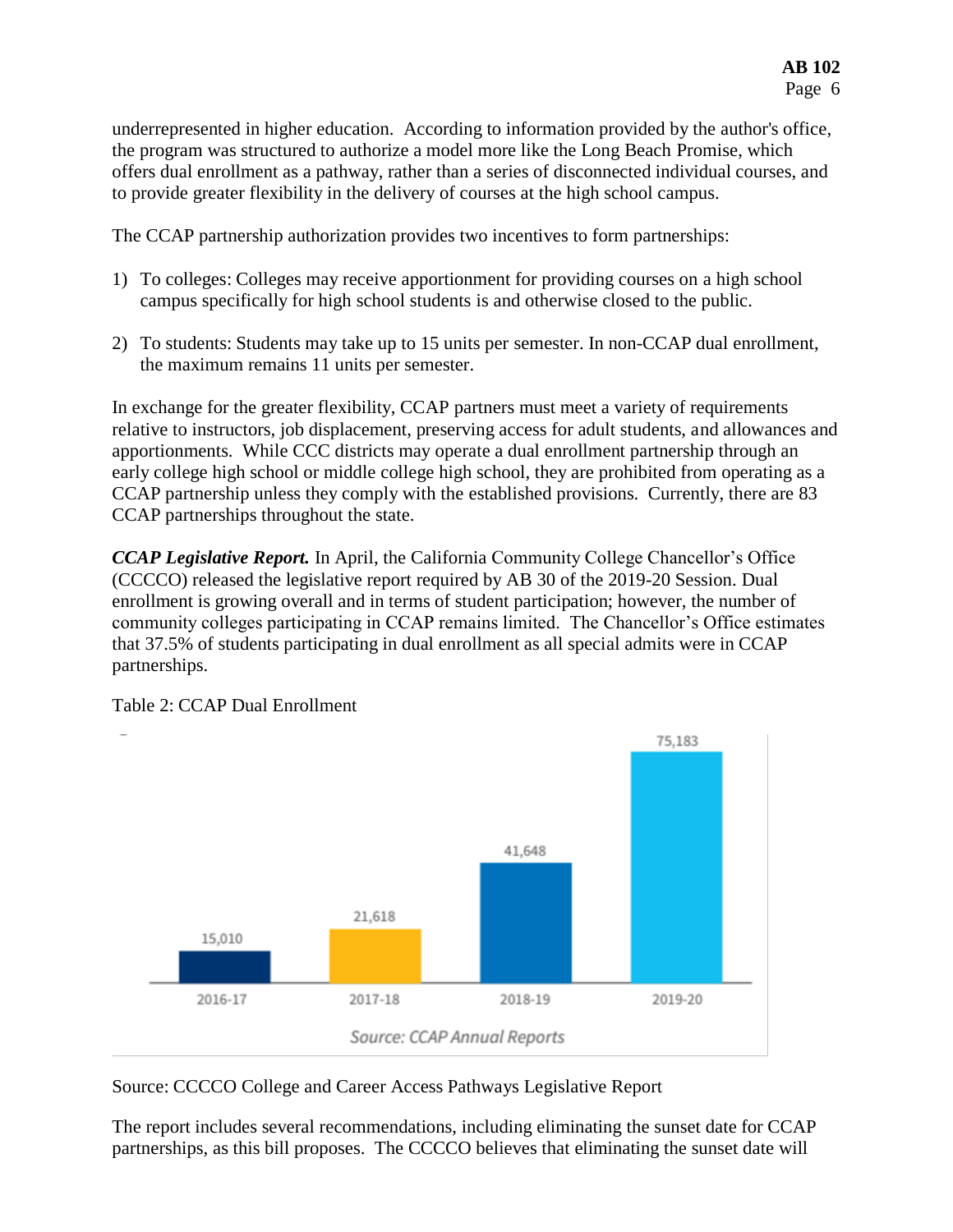underrepresented in higher education. According to information provided by the author's office, the program was structured to authorize a model more like the Long Beach Promise, which offers dual enrollment as a pathway, rather than a series of disconnected individual courses, and to provide greater flexibility in the delivery of courses at the high school campus.

The CCAP partnership authorization provides two incentives to form partnerships:

1) To colleges: Colleges may receive apportionment for providing courses on a high school campus specifically for high school students is and otherwise closed to the public.

2) To students: Students may take up to 15 units per semester. In non-CCAP dual enrollment, the maximum remains 11 units per semester.

In exchange for the greater flexibility, CCAP partners must meet a variety of requirements relative to instructors, job displacement, preserving access for adult students, and allowances and apportionments. While CCC districts may operate a dual enrollment partnership through an early college high school or middle college high school, they are prohibited from operating as a CCAP partnership unless they comply with the established provisions. Currently, there are 83 CCAP partnerships throughout the state.

***CCAP Legislative Report.*** In April, the California Community College Chancellor's Office (CCCCO) released the legislative report required by AB 30 of the 2019-20 Session. Dual enrollment is growing overall and in terms of student participation; however, the number of community colleges participating in CCAP remains limited. The Chancellor's Office estimates that 37.5% of students participating in dual enrollment as all special admits were in CCAP partnerships.

Table 2: CCAP Dual Enrollment

15,010
21,618
41,648
75,183

2016-17
2017-18
2018-19
2019-20

*Source: CCAP Annual Reports*

Source: CCCCO College and Career Access Pathways Legislative Report

The report includes several recommendations, including eliminating the sunset date for CCAP partnerships, as this bill proposes. The CCCCO believes that eliminating the sunset date will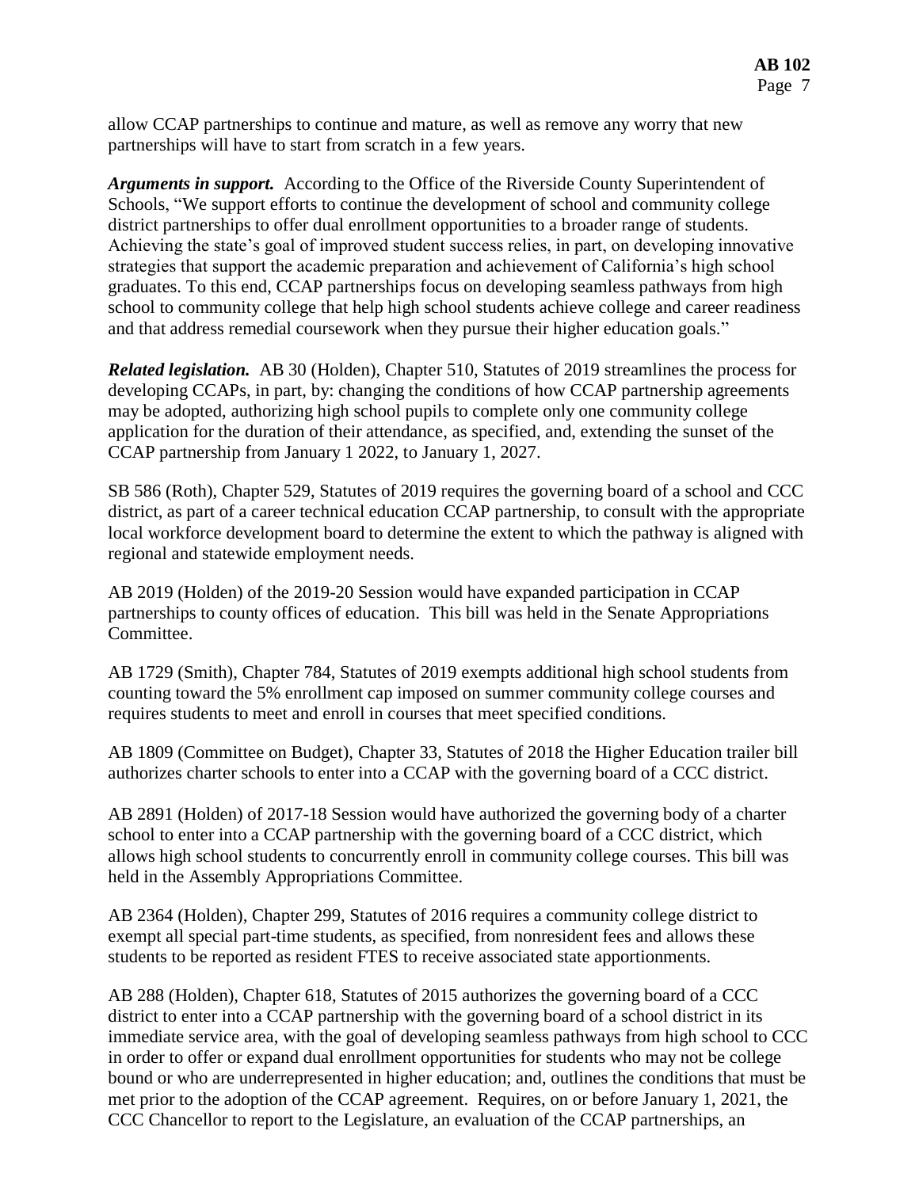allow CCAP partnerships to continue and mature, as well as remove any worry that new partnerships will have to start from scratch in a few years.

***Arguments in support.*** According to the Office of the Riverside County Superintendent of Schools, "We support efforts to continue the development of school and community college district partnerships to offer dual enrollment opportunities to a broader range of students. Achieving the state's goal of improved student success relies, in part, on developing innovative strategies that support the academic preparation and achievement of California's high school graduates. To this end, CCAP partnerships focus on developing seamless pathways from high school to community college that help high school students achieve college and career readiness and that address remedial coursework when they pursue their higher education goals."

***Related legislation.*** AB 30 (Holden), Chapter 510, Statutes of 2019 streamlines the process for developing CCAPs, in part, by: changing the conditions of how CCAP partnership agreements may be adopted, authorizing high school pupils to complete only one community college application for the duration of their attendance, as specified, and, extending the sunset of the CCAP partnership from January 1 2022, to January 1, 2027.

SB 586 (Roth), Chapter 529, Statutes of 2019 requires the governing board of a school and CCC district, as part of a career technical education CCAP partnership, to consult with the appropriate local workforce development board to determine the extent to which the pathway is aligned with regional and statewide employment needs.

AB 2019 (Holden) of the 2019-20 Session would have expanded participation in CCAP partnerships to county offices of education. This bill was held in the Senate Appropriations Committee.

AB 1729 (Smith), Chapter 784, Statutes of 2019 exempts additional high school students from counting toward the 5% enrollment cap imposed on summer community college courses and requires students to meet and enroll in courses that meet specified conditions.

AB 1809 (Committee on Budget), Chapter 33, Statutes of 2018 the Higher Education trailer bill authorizes charter schools to enter into a CCAP with the governing board of a CCC district.

AB 2891 (Holden) of 2017-18 Session would have authorized the governing body of a charter school to enter into a CCAP partnership with the governing board of a CCC district, which allows high school students to concurrently enroll in community college courses. This bill was held in the Assembly Appropriations Committee.

AB 2364 (Holden), Chapter 299, Statutes of 2016 requires a community college district to exempt all special part-time students, as specified, from nonresident fees and allows these students to be reported as resident FTES to receive associated state apportionments.

AB 288 (Holden), Chapter 618, Statutes of 2015 authorizes the governing board of a CCC district to enter into a CCAP partnership with the governing board of a school district in its immediate service area, with the goal of developing seamless pathways from high school to CCC in order to offer or expand dual enrollment opportunities for students who may not be college bound or who are underrepresented in higher education; and, outlines the conditions that must be met prior to the adoption of the CCAP agreement. Requires, on or before January 1, 2021, the CCC Chancellor to report to the Legislature, an evaluation of the CCAP partnerships, an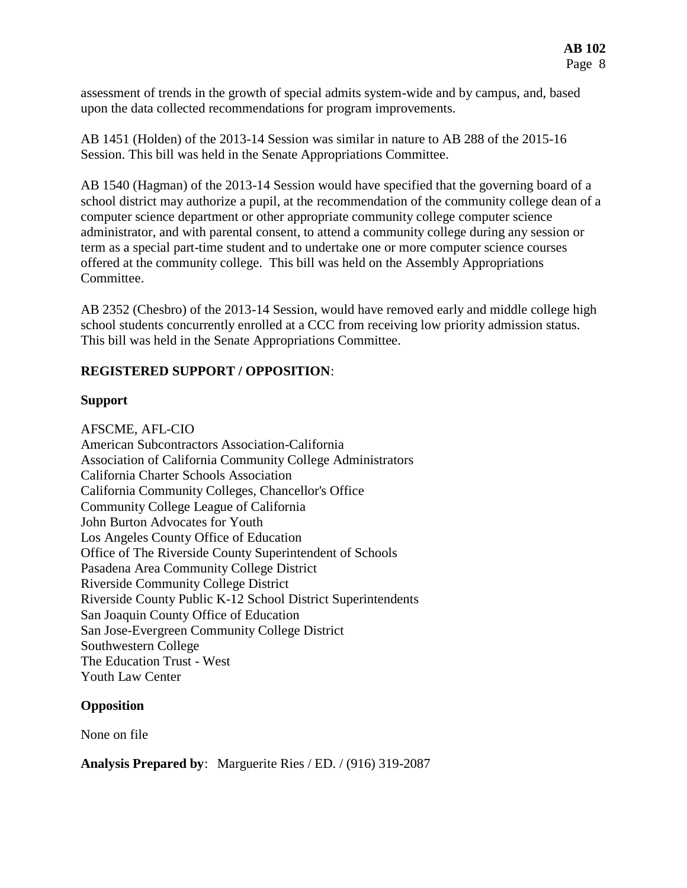assessment of trends in the growth of special admits system-wide and by campus, and, based upon the data collected recommendations for program improvements.

AB 1451 (Holden) of the 2013-14 Session was similar in nature to AB 288 of the 2015-16 Session. This bill was held in the Senate Appropriations Committee.

AB 1540 (Hagman) of the 2013-14 Session would have specified that the governing board of a school district may authorize a pupil, at the recommendation of the community college dean of a computer science department or other appropriate community college computer science administrator, and with parental consent, to attend a community college during any session or term as a special part-time student and to undertake one or more computer science courses offered at the community college. This bill was held on the Assembly Appropriations Committee.

AB 2352 (Chesbro) of the 2013-14 Session, would have removed early and middle college high school students concurrently enrolled at a CCC from receiving low priority admission status. This bill was held in the Senate Appropriations Committee.

**REGISTERED SUPPORT / OPPOSITION**:

**Support**

AFSCME, AFL-CIO
American Subcontractors Association-California
Association of California Community College Administrators
California Charter Schools Association
California Community Colleges, Chancellor's Office
Community College League of California
John Burton Advocates for Youth
Los Angeles County Office of Education
Office of The Riverside County Superintendent of Schools
Pasadena Area Community College District
Riverside Community College District
Riverside County Public K-12 School District Superintendents
San Joaquin County Office of Education
San Jose-Evergreen Community College District
Southwestern College
The Education Trust - West
Youth Law Center

**Opposition**

None on file

**Analysis Prepared by**: Marguerite Ries / ED. / (916) 319-2087